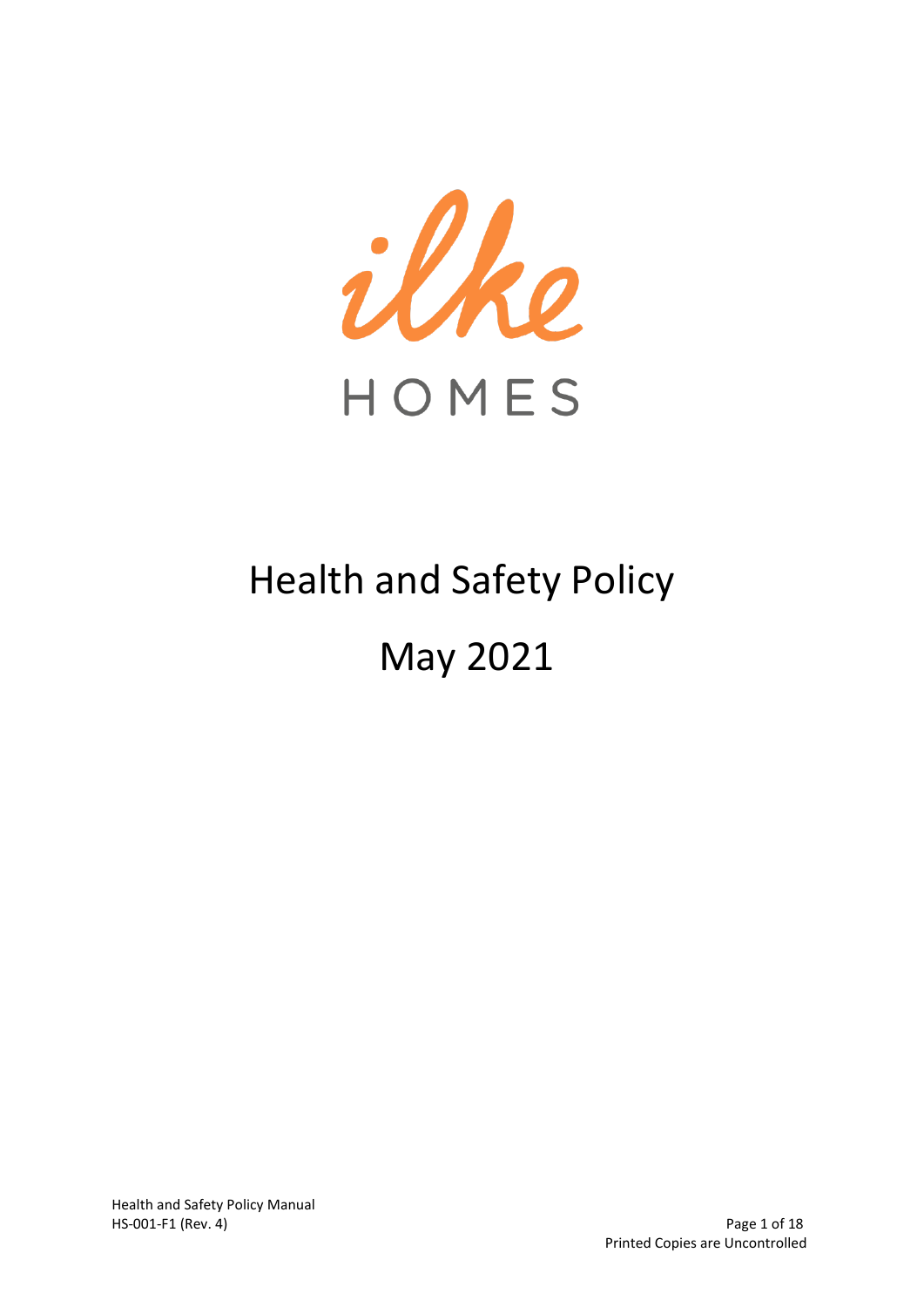ilke

HOMES

# Health and Safety Policy

# May 2021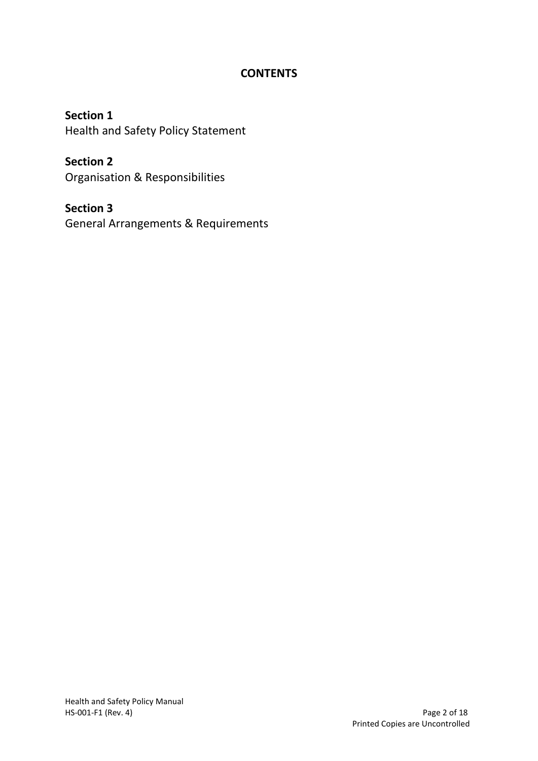# CONTENTS

**Section 1**
Health and Safety Policy Statement

**Section 2**
Organisation & Responsibilities

**Section 3**
General Arrangements & Requirements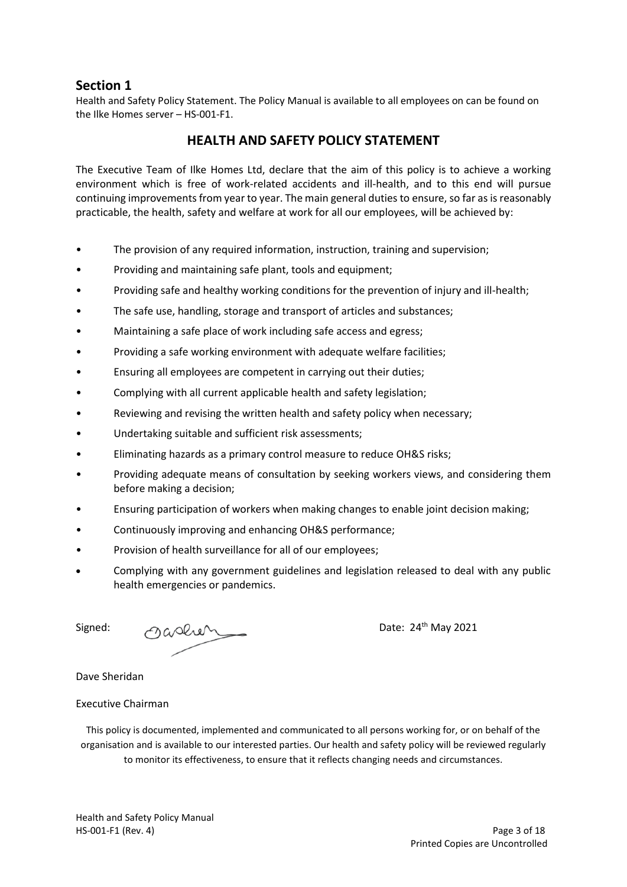## Section 1

Health and Safety Policy Statement. The Policy Manual is available to all employees on can be found on the Ilke Homes server – HS-001-F1.

### HEALTH AND SAFETY POLICY STATEMENT

The Executive Team of Ilke Homes Ltd, declare that the aim of this policy is to achieve a working environment which is free of work-related accidents and ill-health, and to this end will pursue continuing improvements from year to year. The main general duties to ensure, so far as is reasonably practicable, the health, safety and welfare at work for all our employees, will be achieved by:

- The provision of any required information, instruction, training and supervision;
- Providing and maintaining safe plant, tools and equipment;
- Providing safe and healthy working conditions for the prevention of injury and ill-health;
- The safe use, handling, storage and transport of articles and substances;
- Maintaining a safe place of work including safe access and egress;
- Providing a safe working environment with adequate welfare facilities;
- Ensuring all employees are competent in carrying out their duties;
- Complying with all current applicable health and safety legislation;
- Reviewing and revising the written health and safety policy when necessary;
- Undertaking suitable and sufficient risk assessments;
- Eliminating hazards as a primary control measure to reduce OH&S risks;
- Providing adequate means of consultation by seeking workers views, and considering them before making a decision;
- Ensuring participation of workers when making changes to enable joint decision making;
- Continuously improving and enhancing OH&S performance;
- Provision of health surveillance for all of our employees;
- Complying with any government guidelines and legislation released to deal with any public health emergencies or pandemics.

Signed: Date: 24th May 2021

Dave Sheridan

Executive Chairman

This policy is documented, implemented and communicated to all persons working for, or on behalf of the organisation and is available to our interested parties. Our health and safety policy will be reviewed regularly to monitor its effectiveness, to ensure that it reflects changing needs and circumstances.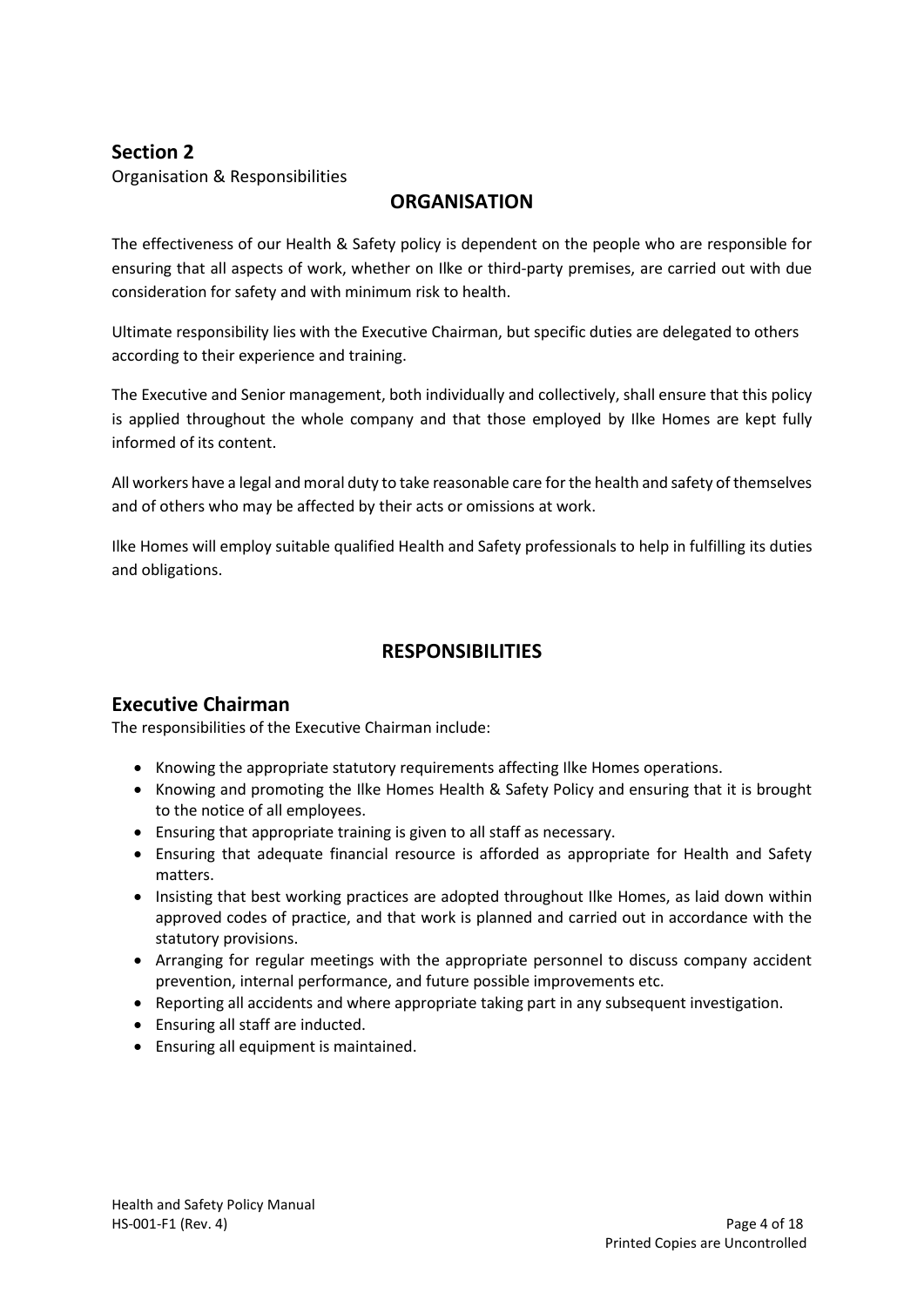## Section 2

Organisation & Responsibilities

### ORGANISATION

The effectiveness of our Health & Safety policy is dependent on the people who are responsible for ensuring that all aspects of work, whether on Ilke or third-party premises, are carried out with due consideration for safety and with minimum risk to health.

Ultimate responsibility lies with the Executive Chairman, but specific duties are delegated to others according to their experience and training.

The Executive and Senior management, both individually and collectively, shall ensure that this policy is applied throughout the whole company and that those employed by Ilke Homes are kept fully informed of its content.

All workers have a legal and moral duty to take reasonable care for the health and safety of themselves and of others who may be affected by their acts or omissions at work.

Ilke Homes will employ suitable qualified Health and Safety professionals to help in fulfilling its duties and obligations.

### RESPONSIBILITIES

## Executive Chairman

The responsibilities of the Executive Chairman include:

- Knowing the appropriate statutory requirements affecting Ilke Homes operations.
- Knowing and promoting the Ilke Homes Health & Safety Policy and ensuring that it is brought to the notice of all employees.
- Ensuring that appropriate training is given to all staff as necessary.
- Ensuring that adequate financial resource is afforded as appropriate for Health and Safety matters.
- Insisting that best working practices are adopted throughout Ilke Homes, as laid down within approved codes of practice, and that work is planned and carried out in accordance with the statutory provisions.
- Arranging for regular meetings with the appropriate personnel to discuss company accident prevention, internal performance, and future possible improvements etc.
- Reporting all accidents and where appropriate taking part in any subsequent investigation.
- Ensuring all staff are inducted.
- Ensuring all equipment is maintained.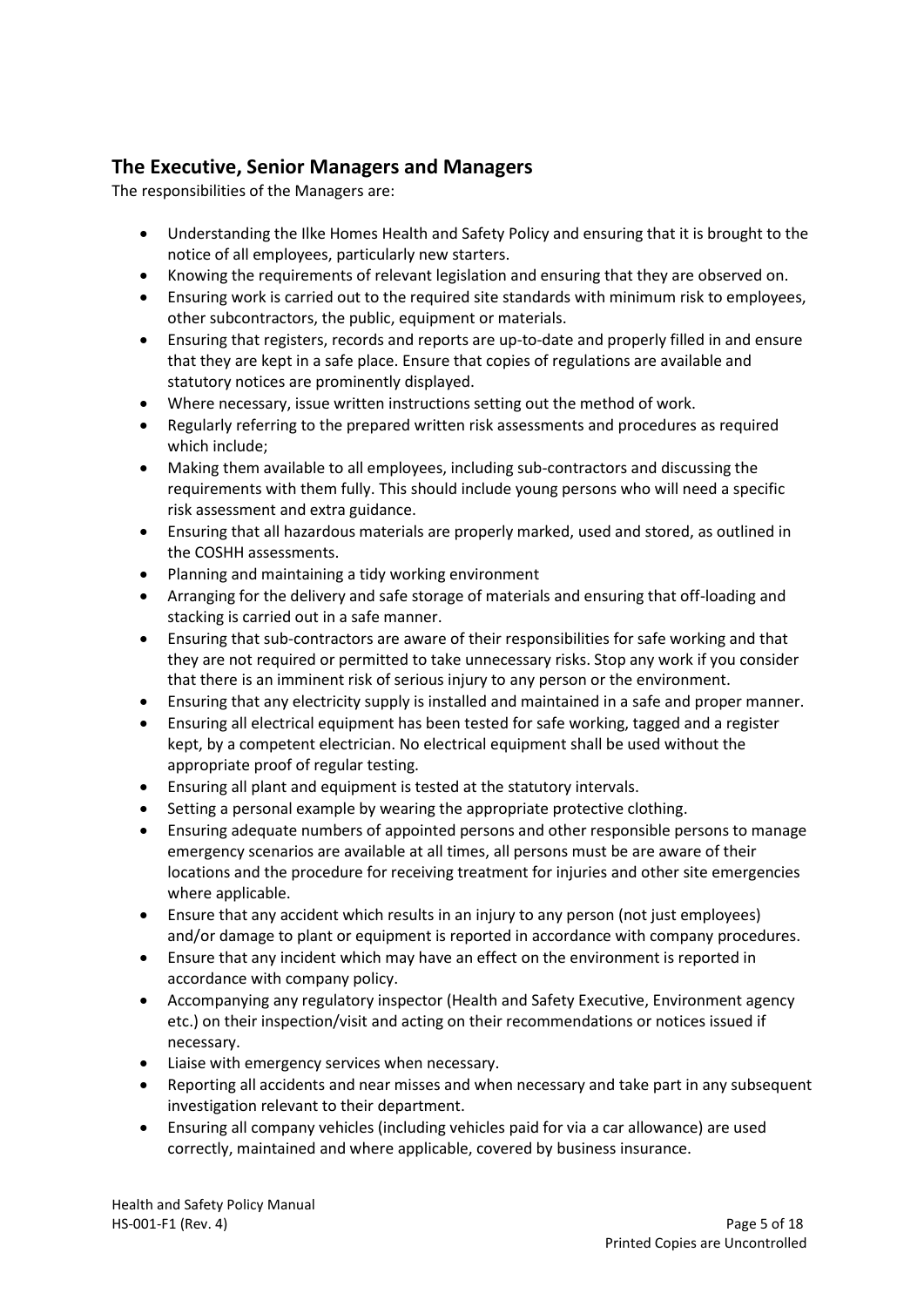## The Executive, Senior Managers and Managers

The responsibilities of the Managers are:

- Understanding the Ilke Homes Health and Safety Policy and ensuring that it is brought to the notice of all employees, particularly new starters.
- Knowing the requirements of relevant legislation and ensuring that they are observed on.
- Ensuring work is carried out to the required site standards with minimum risk to employees, other subcontractors, the public, equipment or materials.
- Ensuring that registers, records and reports are up-to-date and properly filled in and ensure that they are kept in a safe place. Ensure that copies of regulations are available and statutory notices are prominently displayed.
- Where necessary, issue written instructions setting out the method of work.
- Regularly referring to the prepared written risk assessments and procedures as required which include;
- Making them available to all employees, including sub-contractors and discussing the requirements with them fully. This should include young persons who will need a specific risk assessment and extra guidance.
- Ensuring that all hazardous materials are properly marked, used and stored, as outlined in the COSHH assessments.
- Planning and maintaining a tidy working environment
- Arranging for the delivery and safe storage of materials and ensuring that off-loading and stacking is carried out in a safe manner.
- Ensuring that sub-contractors are aware of their responsibilities for safe working and that they are not required or permitted to take unnecessary risks. Stop any work if you consider that there is an imminent risk of serious injury to any person or the environment.
- Ensuring that any electricity supply is installed and maintained in a safe and proper manner.
- Ensuring all electrical equipment has been tested for safe working, tagged and a register kept, by a competent electrician. No electrical equipment shall be used without the appropriate proof of regular testing.
- Ensuring all plant and equipment is tested at the statutory intervals.
- Setting a personal example by wearing the appropriate protective clothing.
- Ensuring adequate numbers of appointed persons and other responsible persons to manage emergency scenarios are available at all times, all persons must be are aware of their locations and the procedure for receiving treatment for injuries and other site emergencies where applicable.
- Ensure that any accident which results in an injury to any person (not just employees) and/or damage to plant or equipment is reported in accordance with company procedures.
- Ensure that any incident which may have an effect on the environment is reported in accordance with company policy.
- Accompanying any regulatory inspector (Health and Safety Executive, Environment agency etc.) on their inspection/visit and acting on their recommendations or notices issued if necessary.
- Liaise with emergency services when necessary.
- Reporting all accidents and near misses and when necessary and take part in any subsequent investigation relevant to their department.
- Ensuring all company vehicles (including vehicles paid for via a car allowance) are used correctly, maintained and where applicable, covered by business insurance.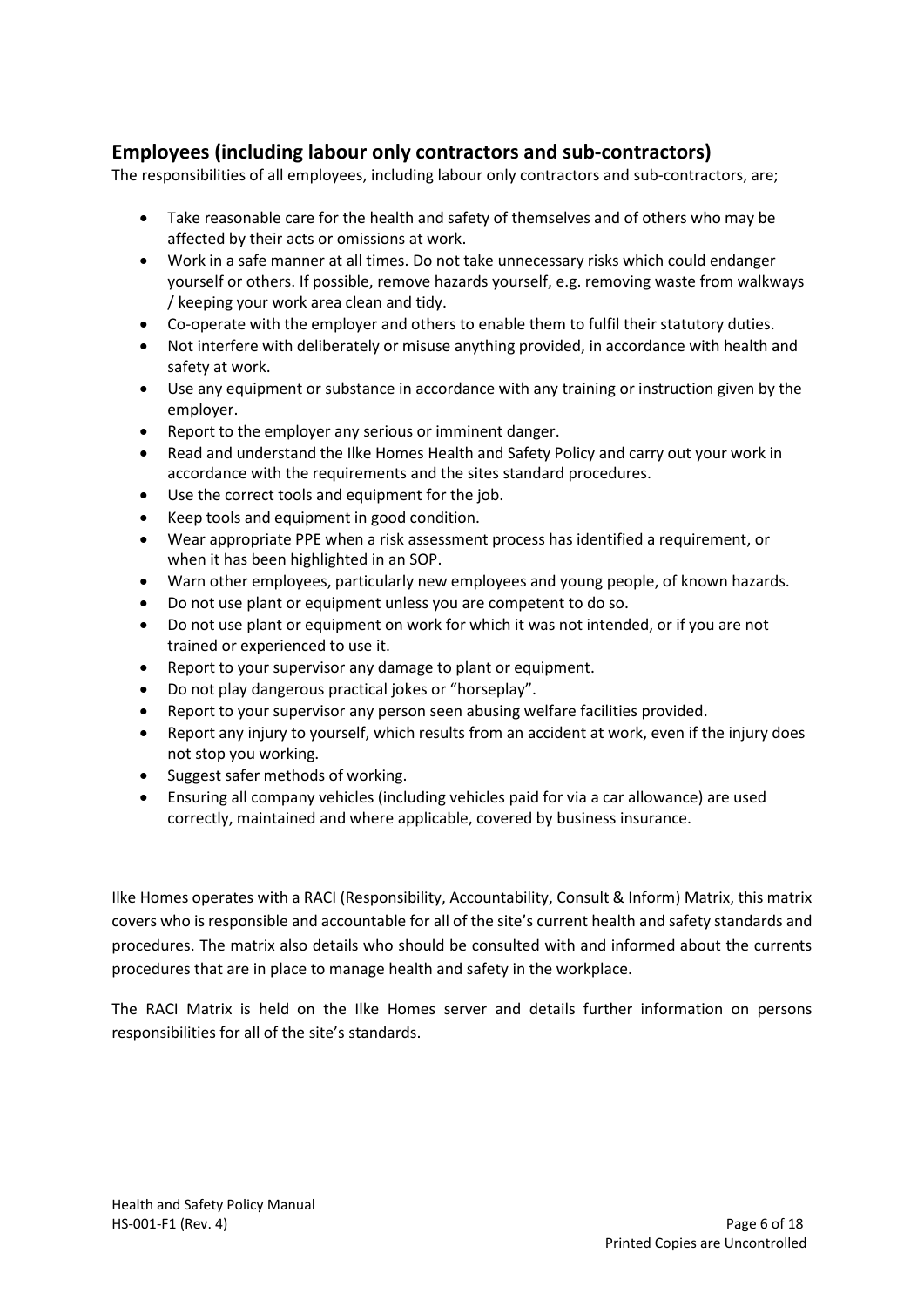## Employees (including labour only contractors and sub-contractors)

The responsibilities of all employees, including labour only contractors and sub-contractors, are;

- Take reasonable care for the health and safety of themselves and of others who may be affected by their acts or omissions at work.
- Work in a safe manner at all times. Do not take unnecessary risks which could endanger yourself or others. If possible, remove hazards yourself, e.g. removing waste from walkways / keeping your work area clean and tidy.
- Co-operate with the employer and others to enable them to fulfil their statutory duties.
- Not interfere with deliberately or misuse anything provided, in accordance with health and safety at work.
- Use any equipment or substance in accordance with any training or instruction given by the employer.
- Report to the employer any serious or imminent danger.
- Read and understand the Ilke Homes Health and Safety Policy and carry out your work in accordance with the requirements and the sites standard procedures.
- Use the correct tools and equipment for the job.
- Keep tools and equipment in good condition.
- Wear appropriate PPE when a risk assessment process has identified a requirement, or when it has been highlighted in an SOP.
- Warn other employees, particularly new employees and young people, of known hazards.
- Do not use plant or equipment unless you are competent to do so.
- Do not use plant or equipment on work for which it was not intended, or if you are not trained or experienced to use it.
- Report to your supervisor any damage to plant or equipment.
- Do not play dangerous practical jokes or "horseplay".
- Report to your supervisor any person seen abusing welfare facilities provided.
- Report any injury to yourself, which results from an accident at work, even if the injury does not stop you working.
- Suggest safer methods of working.
- Ensuring all company vehicles (including vehicles paid for via a car allowance) are used correctly, maintained and where applicable, covered by business insurance.

Ilke Homes operates with a RACI (Responsibility, Accountability, Consult & Inform) Matrix, this matrix covers who is responsible and accountable for all of the site's current health and safety standards and procedures. The matrix also details who should be consulted with and informed about the currents procedures that are in place to manage health and safety in the workplace.

The RACI Matrix is held on the Ilke Homes server and details further information on persons responsibilities for all of the site's standards.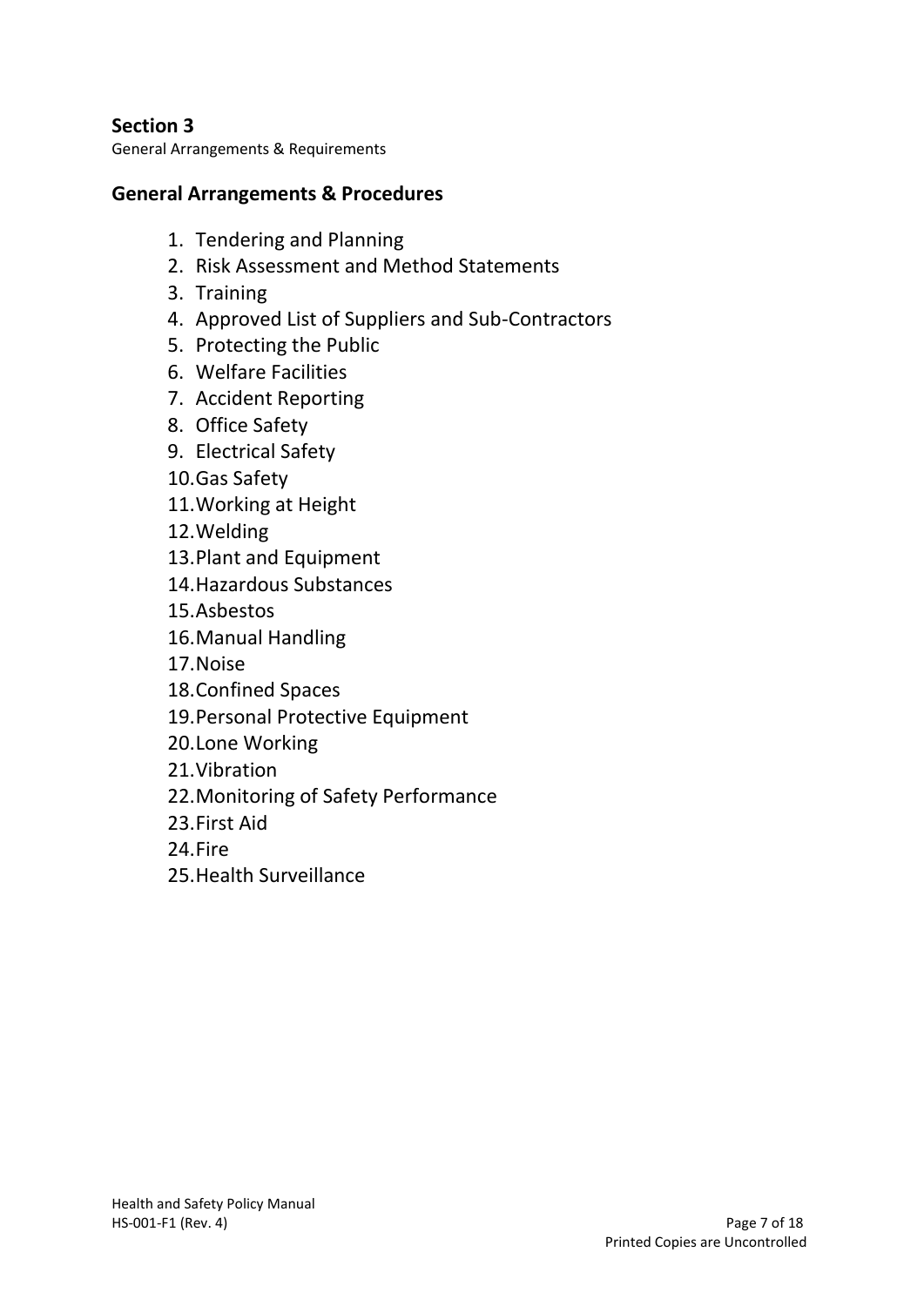## Section 3

General Arrangements & Requirements

### General Arrangements & Procedures

1. Tendering and Planning
2. Risk Assessment and Method Statements
3. Training
4. Approved List of Suppliers and Sub-Contractors
5. Protecting the Public
6. Welfare Facilities
7. Accident Reporting
8. Office Safety
9. Electrical Safety
10. Gas Safety
11. Working at Height
12. Welding
13. Plant and Equipment
14. Hazardous Substances
15. Asbestos
16. Manual Handling
17. Noise
18. Confined Spaces
19. Personal Protective Equipment
20. Lone Working
21. Vibration
22. Monitoring of Safety Performance
23. First Aid
24. Fire
25. Health Surveillance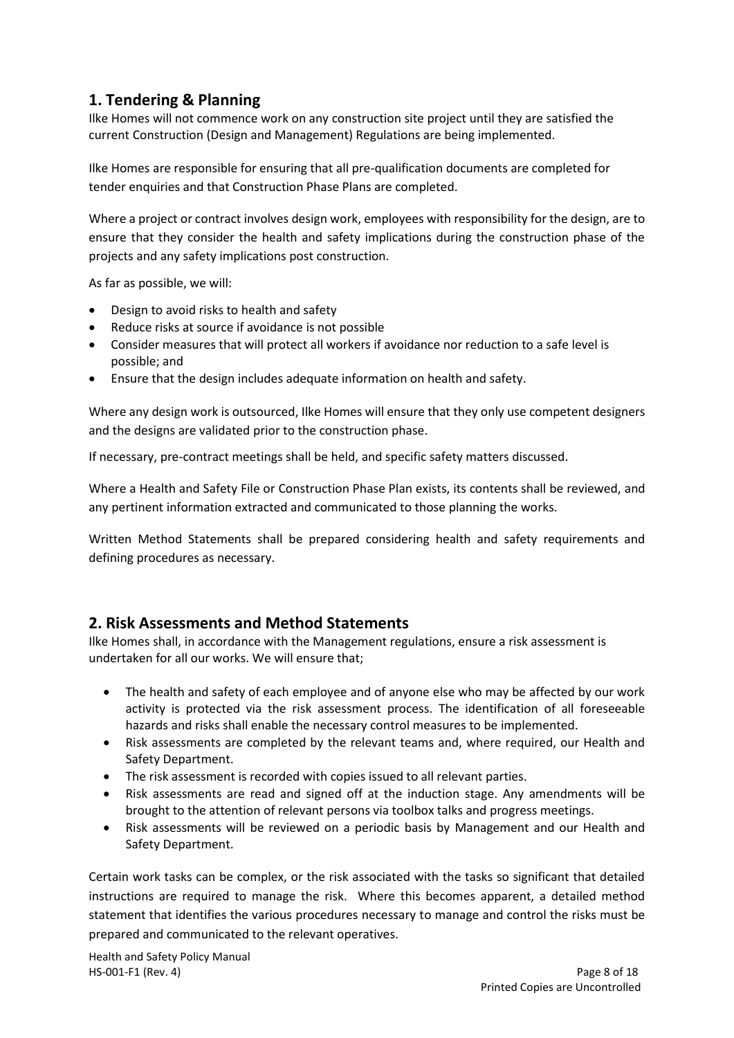## 1. Tendering & Planning

Ilke Homes will not commence work on any construction site project until they are satisfied the current Construction (Design and Management) Regulations are being implemented.

Ilke Homes are responsible for ensuring that all pre-qualification documents are completed for tender enquiries and that Construction Phase Plans are completed.

Where a project or contract involves design work, employees with responsibility for the design, are to ensure that they consider the health and safety implications during the construction phase of the projects and any safety implications post construction.

As far as possible, we will:

- Design to avoid risks to health and safety
- Reduce risks at source if avoidance is not possible
- Consider measures that will protect all workers if avoidance nor reduction to a safe level is possible; and
- Ensure that the design includes adequate information on health and safety.

Where any design work is outsourced, Ilke Homes will ensure that they only use competent designers and the designs are validated prior to the construction phase.

If necessary, pre-contract meetings shall be held, and specific safety matters discussed.

Where a Health and Safety File or Construction Phase Plan exists, its contents shall be reviewed, and any pertinent information extracted and communicated to those planning the works.

Written Method Statements shall be prepared considering health and safety requirements and defining procedures as necessary.

## 2. Risk Assessments and Method Statements

Ilke Homes shall, in accordance with the Management regulations, ensure a risk assessment is undertaken for all our works. We will ensure that;

- The health and safety of each employee and of anyone else who may be affected by our work activity is protected via the risk assessment process. The identification of all foreseeable hazards and risks shall enable the necessary control measures to be implemented.
- Risk assessments are completed by the relevant teams and, where required, our Health and Safety Department.
- The risk assessment is recorded with copies issued to all relevant parties.
- Risk assessments are read and signed off at the induction stage. Any amendments will be brought to the attention of relevant persons via toolbox talks and progress meetings.
- Risk assessments will be reviewed on a periodic basis by Management and our Health and Safety Department.

Certain work tasks can be complex, or the risk associated with the tasks so significant that detailed instructions are required to manage the risk. Where this becomes apparent, a detailed method statement that identifies the various procedures necessary to manage and control the risks must be prepared and communicated to the relevant operatives.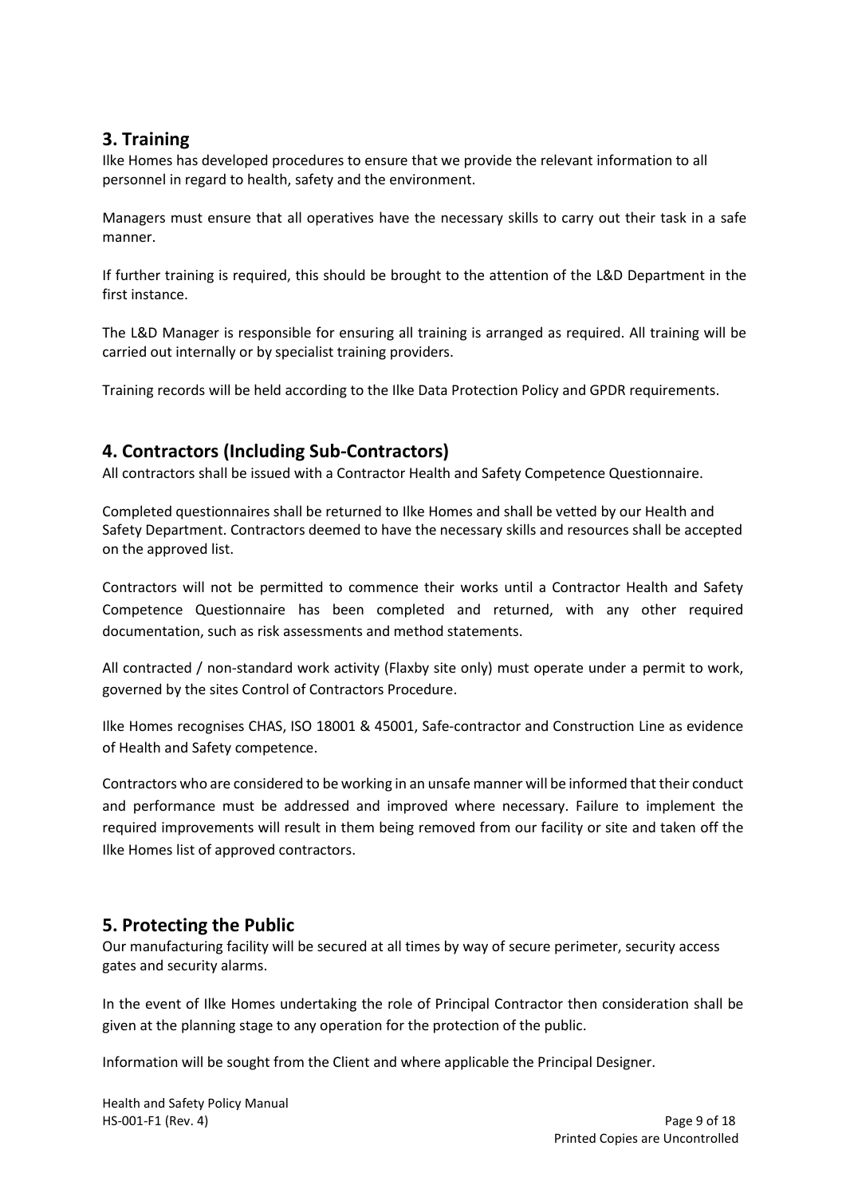## 3. Training

Ilke Homes has developed procedures to ensure that we provide the relevant information to all personnel in regard to health, safety and the environment.

Managers must ensure that all operatives have the necessary skills to carry out their task in a safe manner.

If further training is required, this should be brought to the attention of the L&D Department in the first instance.

The L&D Manager is responsible for ensuring all training is arranged as required. All training will be carried out internally or by specialist training providers.

Training records will be held according to the Ilke Data Protection Policy and GPDR requirements.

## 4. Contractors (Including Sub-Contractors)

All contractors shall be issued with a Contractor Health and Safety Competence Questionnaire.

Completed questionnaires shall be returned to Ilke Homes and shall be vetted by our Health and Safety Department. Contractors deemed to have the necessary skills and resources shall be accepted on the approved list.

Contractors will not be permitted to commence their works until a Contractor Health and Safety Competence Questionnaire has been completed and returned, with any other required documentation, such as risk assessments and method statements.

All contracted / non-standard work activity (Flaxby site only) must operate under a permit to work, governed by the sites Control of Contractors Procedure.

Ilke Homes recognises CHAS, ISO 18001 & 45001, Safe-contractor and Construction Line as evidence of Health and Safety competence.

Contractors who are considered to be working in an unsafe manner will be informed that their conduct and performance must be addressed and improved where necessary. Failure to implement the required improvements will result in them being removed from our facility or site and taken off the Ilke Homes list of approved contractors.

## 5. Protecting the Public

Our manufacturing facility will be secured at all times by way of secure perimeter, security access gates and security alarms.

In the event of Ilke Homes undertaking the role of Principal Contractor then consideration shall be given at the planning stage to any operation for the protection of the public.

Information will be sought from the Client and where applicable the Principal Designer.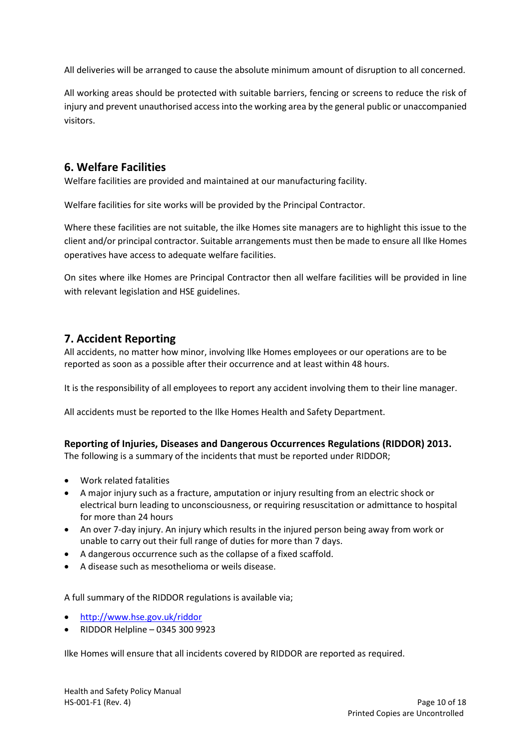All deliveries will be arranged to cause the absolute minimum amount of disruption to all concerned.

All working areas should be protected with suitable barriers, fencing or screens to reduce the risk of injury and prevent unauthorised access into the working area by the general public or unaccompanied visitors.

## 6. Welfare Facilities

Welfare facilities are provided and maintained at our manufacturing facility.

Welfare facilities for site works will be provided by the Principal Contractor.

Where these facilities are not suitable, the ilke Homes site managers are to highlight this issue to the client and/or principal contractor. Suitable arrangements must then be made to ensure all Ilke Homes operatives have access to adequate welfare facilities.

On sites where ilke Homes are Principal Contractor then all welfare facilities will be provided in line with relevant legislation and HSE guidelines.

## 7. Accident Reporting

All accidents, no matter how minor, involving Ilke Homes employees or our operations are to be reported as soon as a possible after their occurrence and at least within 48 hours.

It is the responsibility of all employees to report any accident involving them to their line manager.

All accidents must be reported to the Ilke Homes Health and Safety Department.

### Reporting of Injuries, Diseases and Dangerous Occurrences Regulations (RIDDOR) 2013.

The following is a summary of the incidents that must be reported under RIDDOR;

- Work related fatalities
- A major injury such as a fracture, amputation or injury resulting from an electric shock or electrical burn leading to unconsciousness, or requiring resuscitation or admittance to hospital for more than 24 hours
- An over 7-day injury. An injury which results in the injured person being away from work or unable to carry out their full range of duties for more than 7 days.
- A dangerous occurrence such as the collapse of a fixed scaffold.
- A disease such as mesothelioma or weils disease.

A full summary of the RIDDOR regulations is available via;

- http://www.hse.gov.uk/riddor
- RIDDOR Helpline – 0345 300 9923

Ilke Homes will ensure that all incidents covered by RIDDOR are reported as required.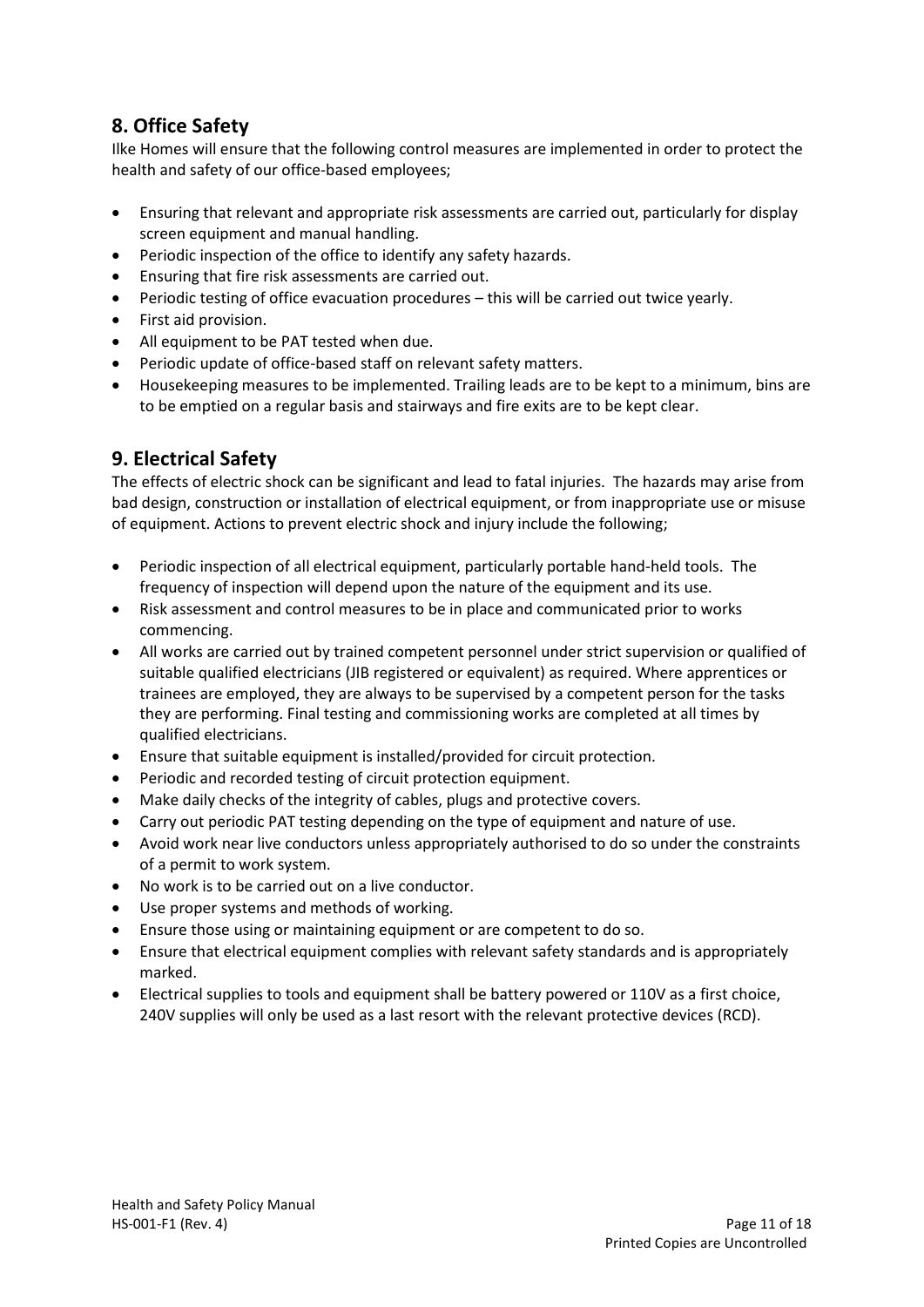## 8. Office Safety

Ilke Homes will ensure that the following control measures are implemented in order to protect the health and safety of our office-based employees;

- Ensuring that relevant and appropriate risk assessments are carried out, particularly for display screen equipment and manual handling.
- Periodic inspection of the office to identify any safety hazards.
- Ensuring that fire risk assessments are carried out.
- Periodic testing of office evacuation procedures – this will be carried out twice yearly.
- First aid provision.
- All equipment to be PAT tested when due.
- Periodic update of office-based staff on relevant safety matters.
- Housekeeping measures to be implemented. Trailing leads are to be kept to a minimum, bins are to be emptied on a regular basis and stairways and fire exits are to be kept clear.

## 9. Electrical Safety

The effects of electric shock can be significant and lead to fatal injuries. The hazards may arise from bad design, construction or installation of electrical equipment, or from inappropriate use or misuse of equipment. Actions to prevent electric shock and injury include the following;

- Periodic inspection of all electrical equipment, particularly portable hand-held tools. The frequency of inspection will depend upon the nature of the equipment and its use.
- Risk assessment and control measures to be in place and communicated prior to works commencing.
- All works are carried out by trained competent personnel under strict supervision or qualified of suitable qualified electricians (JIB registered or equivalent) as required. Where apprentices or trainees are employed, they are always to be supervised by a competent person for the tasks they are performing. Final testing and commissioning works are completed at all times by qualified electricians.
- Ensure that suitable equipment is installed/provided for circuit protection.
- Periodic and recorded testing of circuit protection equipment.
- Make daily checks of the integrity of cables, plugs and protective covers.
- Carry out periodic PAT testing depending on the type of equipment and nature of use.
- Avoid work near live conductors unless appropriately authorised to do so under the constraints of a permit to work system.
- No work is to be carried out on a live conductor.
- Use proper systems and methods of working.
- Ensure those using or maintaining equipment or are competent to do so.
- Ensure that electrical equipment complies with relevant safety standards and is appropriately marked.
- Electrical supplies to tools and equipment shall be battery powered or 110V as a first choice, 240V supplies will only be used as a last resort with the relevant protective devices (RCD).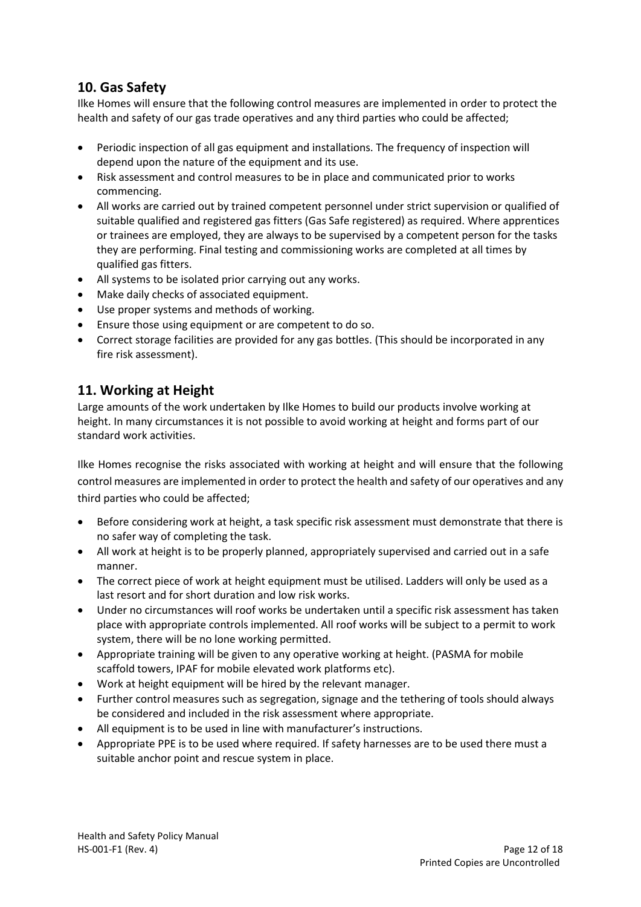## 10. Gas Safety

Ilke Homes will ensure that the following control measures are implemented in order to protect the health and safety of our gas trade operatives and any third parties who could be affected;

- Periodic inspection of all gas equipment and installations. The frequency of inspection will depend upon the nature of the equipment and its use.
- Risk assessment and control measures to be in place and communicated prior to works commencing.
- All works are carried out by trained competent personnel under strict supervision or qualified of suitable qualified and registered gas fitters (Gas Safe registered) as required. Where apprentices or trainees are employed, they are always to be supervised by a competent person for the tasks they are performing. Final testing and commissioning works are completed at all times by qualified gas fitters.
- All systems to be isolated prior carrying out any works.
- Make daily checks of associated equipment.
- Use proper systems and methods of working.
- Ensure those using equipment or are competent to do so.
- Correct storage facilities are provided for any gas bottles. (This should be incorporated in any fire risk assessment).

## 11. Working at Height

Large amounts of the work undertaken by Ilke Homes to build our products involve working at height. In many circumstances it is not possible to avoid working at height and forms part of our standard work activities.

Ilke Homes recognise the risks associated with working at height and will ensure that the following control measures are implemented in order to protect the health and safety of our operatives and any third parties who could be affected;

- Before considering work at height, a task specific risk assessment must demonstrate that there is no safer way of completing the task.
- All work at height is to be properly planned, appropriately supervised and carried out in a safe manner.
- The correct piece of work at height equipment must be utilised. Ladders will only be used as a last resort and for short duration and low risk works.
- Under no circumstances will roof works be undertaken until a specific risk assessment has taken place with appropriate controls implemented. All roof works will be subject to a permit to work system, there will be no lone working permitted.
- Appropriate training will be given to any operative working at height. (PASMA for mobile scaffold towers, IPAF for mobile elevated work platforms etc).
- Work at height equipment will be hired by the relevant manager.
- Further control measures such as segregation, signage and the tethering of tools should always be considered and included in the risk assessment where appropriate.
- All equipment is to be used in line with manufacturer's instructions.
- Appropriate PPE is to be used where required. If safety harnesses are to be used there must a suitable anchor point and rescue system in place.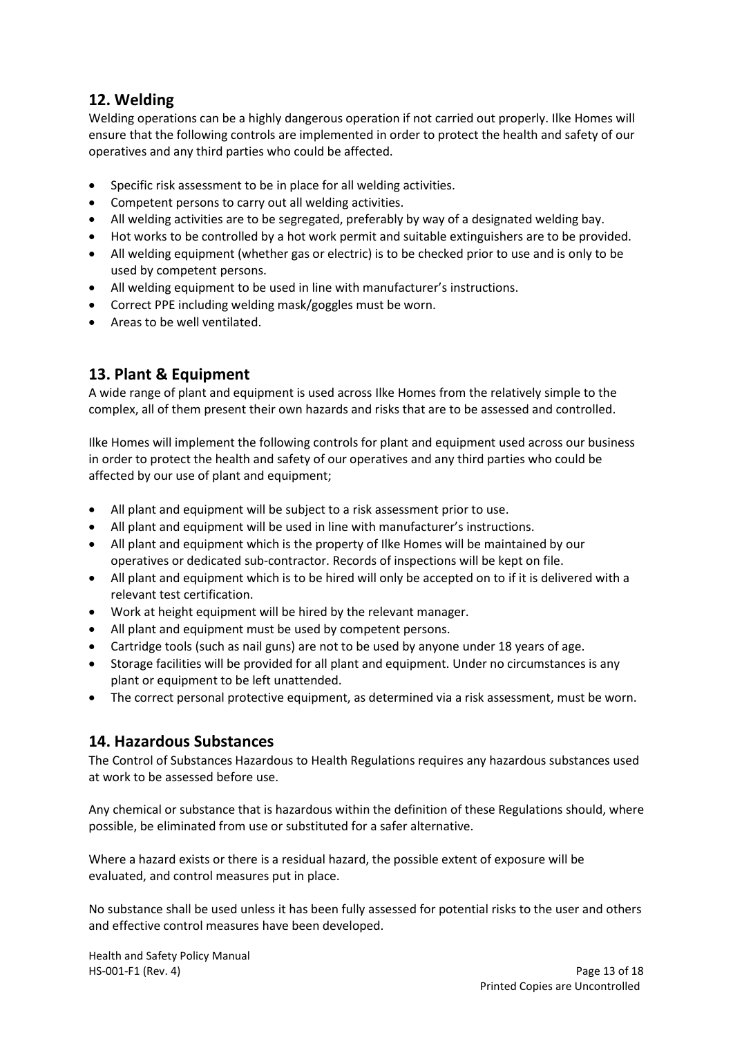## 12. Welding

Welding operations can be a highly dangerous operation if not carried out properly. Ilke Homes will ensure that the following controls are implemented in order to protect the health and safety of our operatives and any third parties who could be affected.

- Specific risk assessment to be in place for all welding activities.
- Competent persons to carry out all welding activities.
- All welding activities are to be segregated, preferably by way of a designated welding bay.
- Hot works to be controlled by a hot work permit and suitable extinguishers are to be provided.
- All welding equipment (whether gas or electric) is to be checked prior to use and is only to be used by competent persons.
- All welding equipment to be used in line with manufacturer's instructions.
- Correct PPE including welding mask/goggles must be worn.
- Areas to be well ventilated.

## 13. Plant & Equipment

A wide range of plant and equipment is used across Ilke Homes from the relatively simple to the complex, all of them present their own hazards and risks that are to be assessed and controlled.

Ilke Homes will implement the following controls for plant and equipment used across our business in order to protect the health and safety of our operatives and any third parties who could be affected by our use of plant and equipment;

- All plant and equipment will be subject to a risk assessment prior to use.
- All plant and equipment will be used in line with manufacturer's instructions.
- All plant and equipment which is the property of Ilke Homes will be maintained by our operatives or dedicated sub-contractor. Records of inspections will be kept on file.
- All plant and equipment which is to be hired will only be accepted on to if it is delivered with a relevant test certification.
- Work at height equipment will be hired by the relevant manager.
- All plant and equipment must be used by competent persons.
- Cartridge tools (such as nail guns) are not to be used by anyone under 18 years of age.
- Storage facilities will be provided for all plant and equipment. Under no circumstances is any plant or equipment to be left unattended.
- The correct personal protective equipment, as determined via a risk assessment, must be worn.

## 14. Hazardous Substances

The Control of Substances Hazardous to Health Regulations requires any hazardous substances used at work to be assessed before use.

Any chemical or substance that is hazardous within the definition of these Regulations should, where possible, be eliminated from use or substituted for a safer alternative.

Where a hazard exists or there is a residual hazard, the possible extent of exposure will be evaluated, and control measures put in place.

No substance shall be used unless it has been fully assessed for potential risks to the user and others and effective control measures have been developed.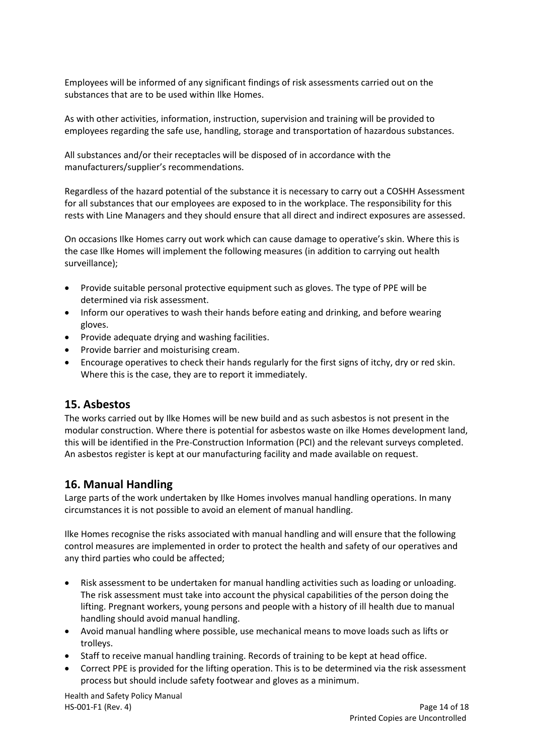Employees will be informed of any significant findings of risk assessments carried out on the substances that are to be used within Ilke Homes.

As with other activities, information, instruction, supervision and training will be provided to employees regarding the safe use, handling, storage and transportation of hazardous substances.

All substances and/or their receptacles will be disposed of in accordance with the manufacturers/supplier's recommendations.

Regardless of the hazard potential of the substance it is necessary to carry out a COSHH Assessment for all substances that our employees are exposed to in the workplace. The responsibility for this rests with Line Managers and they should ensure that all direct and indirect exposures are assessed.

On occasions Ilke Homes carry out work which can cause damage to operative's skin. Where this is the case Ilke Homes will implement the following measures (in addition to carrying out health surveillance);

- Provide suitable personal protective equipment such as gloves. The type of PPE will be determined via risk assessment.
- Inform our operatives to wash their hands before eating and drinking, and before wearing gloves.
- Provide adequate drying and washing facilities.
- Provide barrier and moisturising cream.
- Encourage operatives to check their hands regularly for the first signs of itchy, dry or red skin. Where this is the case, they are to report it immediately.

## 15. Asbestos

The works carried out by Ilke Homes will be new build and as such asbestos is not present in the modular construction. Where there is potential for asbestos waste on ilke Homes development land, this will be identified in the Pre-Construction Information (PCI) and the relevant surveys completed. An asbestos register is kept at our manufacturing facility and made available on request.

## 16. Manual Handling

Large parts of the work undertaken by Ilke Homes involves manual handling operations. In many circumstances it is not possible to avoid an element of manual handling.

Ilke Homes recognise the risks associated with manual handling and will ensure that the following control measures are implemented in order to protect the health and safety of our operatives and any third parties who could be affected;

- Risk assessment to be undertaken for manual handling activities such as loading or unloading. The risk assessment must take into account the physical capabilities of the person doing the lifting. Pregnant workers, young persons and people with a history of ill health due to manual handling should avoid manual handling.
- Avoid manual handling where possible, use mechanical means to move loads such as lifts or trolleys.
- Staff to receive manual handling training. Records of training to be kept at head office.
- Correct PPE is provided for the lifting operation. This is to be determined via the risk assessment process but should include safety footwear and gloves as a minimum.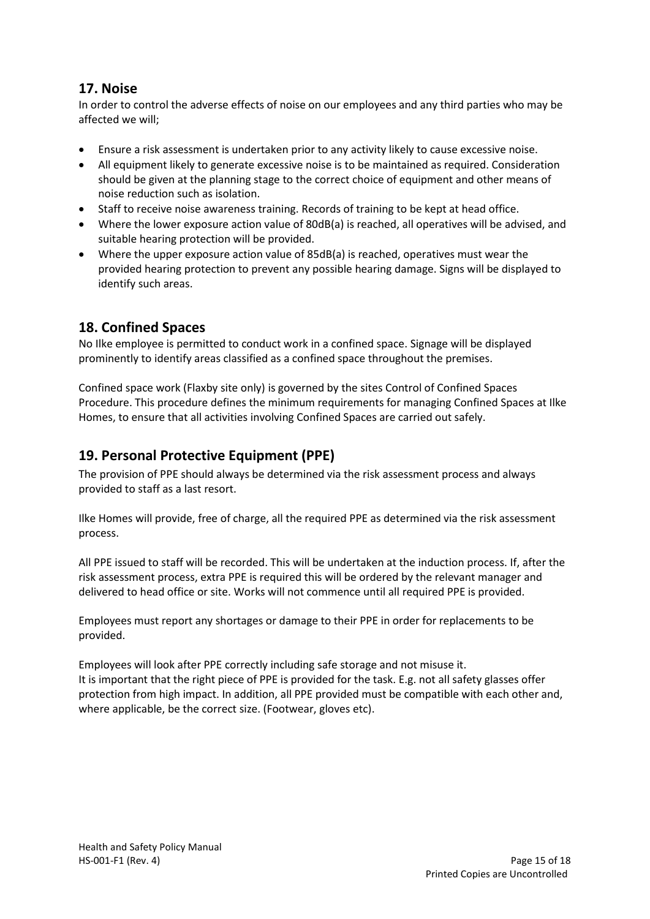## 17. Noise

In order to control the adverse effects of noise on our employees and any third parties who may be affected we will;

- Ensure a risk assessment is undertaken prior to any activity likely to cause excessive noise.
- All equipment likely to generate excessive noise is to be maintained as required. Consideration should be given at the planning stage to the correct choice of equipment and other means of noise reduction such as isolation.
- Staff to receive noise awareness training. Records of training to be kept at head office.
- Where the lower exposure action value of 80dB(a) is reached, all operatives will be advised, and suitable hearing protection will be provided.
- Where the upper exposure action value of 85dB(a) is reached, operatives must wear the provided hearing protection to prevent any possible hearing damage. Signs will be displayed to identify such areas.

## 18. Confined Spaces

No Ilke employee is permitted to conduct work in a confined space. Signage will be displayed prominently to identify areas classified as a confined space throughout the premises.

Confined space work (Flaxby site only) is governed by the sites Control of Confined Spaces Procedure. This procedure defines the minimum requirements for managing Confined Spaces at Ilke Homes, to ensure that all activities involving Confined Spaces are carried out safely.

## 19. Personal Protective Equipment (PPE)

The provision of PPE should always be determined via the risk assessment process and always provided to staff as a last resort.

Ilke Homes will provide, free of charge, all the required PPE as determined via the risk assessment process.

All PPE issued to staff will be recorded. This will be undertaken at the induction process. If, after the risk assessment process, extra PPE is required this will be ordered by the relevant manager and delivered to head office or site. Works will not commence until all required PPE is provided.

Employees must report any shortages or damage to their PPE in order for replacements to be provided.

Employees will look after PPE correctly including safe storage and not misuse it.
It is important that the right piece of PPE is provided for the task. E.g. not all safety glasses offer protection from high impact. In addition, all PPE provided must be compatible with each other and, where applicable, be the correct size. (Footwear, gloves etc).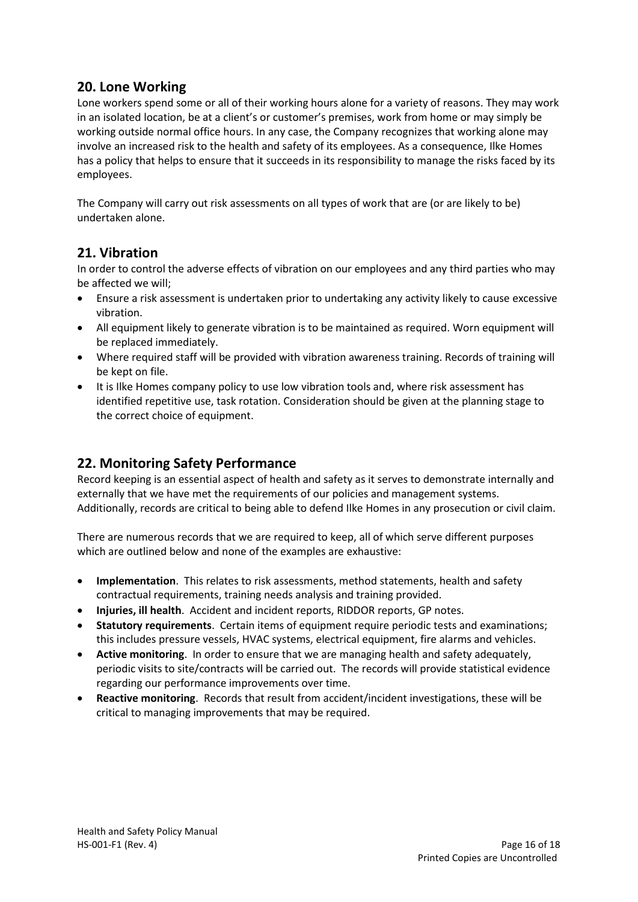## 20. Lone Working

Lone workers spend some or all of their working hours alone for a variety of reasons. They may work in an isolated location, be at a client's or customer's premises, work from home or may simply be working outside normal office hours. In any case, the Company recognizes that working alone may involve an increased risk to the health and safety of its employees. As a consequence, Ilke Homes has a policy that helps to ensure that it succeeds in its responsibility to manage the risks faced by its employees.

The Company will carry out risk assessments on all types of work that are (or are likely to be) undertaken alone.

## 21. Vibration

In order to control the adverse effects of vibration on our employees and any third parties who may be affected we will;

- Ensure a risk assessment is undertaken prior to undertaking any activity likely to cause excessive vibration.
- All equipment likely to generate vibration is to be maintained as required. Worn equipment will be replaced immediately.
- Where required staff will be provided with vibration awareness training. Records of training will be kept on file.
- It is Ilke Homes company policy to use low vibration tools and, where risk assessment has identified repetitive use, task rotation. Consideration should be given at the planning stage to the correct choice of equipment.

## 22. Monitoring Safety Performance

Record keeping is an essential aspect of health and safety as it serves to demonstrate internally and externally that we have met the requirements of our policies and management systems. Additionally, records are critical to being able to defend Ilke Homes in any prosecution or civil claim.

There are numerous records that we are required to keep, all of which serve different purposes which are outlined below and none of the examples are exhaustive:

- **Implementation**. This relates to risk assessments, method statements, health and safety contractual requirements, training needs analysis and training provided.
- **Injuries, ill health**. Accident and incident reports, RIDDOR reports, GP notes.
- **Statutory requirements**. Certain items of equipment require periodic tests and examinations; this includes pressure vessels, HVAC systems, electrical equipment, fire alarms and vehicles.
- **Active monitoring**. In order to ensure that we are managing health and safety adequately, periodic visits to site/contracts will be carried out. The records will provide statistical evidence regarding our performance improvements over time.
- **Reactive monitoring**. Records that result from accident/incident investigations, these will be critical to managing improvements that may be required.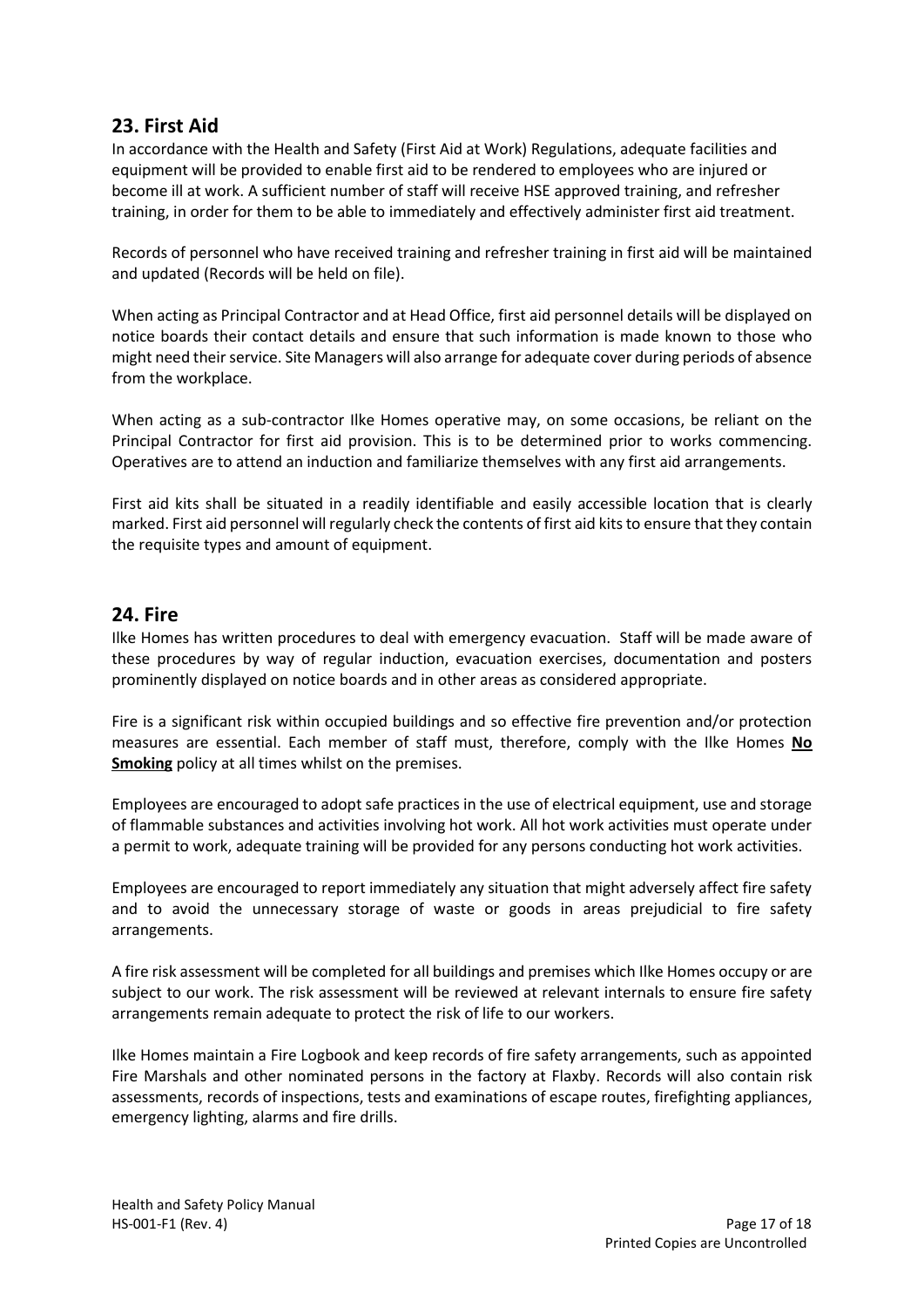## 23. First Aid

In accordance with the Health and Safety (First Aid at Work) Regulations, adequate facilities and equipment will be provided to enable first aid to be rendered to employees who are injured or become ill at work. A sufficient number of staff will receive HSE approved training, and refresher training, in order for them to be able to immediately and effectively administer first aid treatment.

Records of personnel who have received training and refresher training in first aid will be maintained and updated (Records will be held on file).

When acting as Principal Contractor and at Head Office, first aid personnel details will be displayed on notice boards their contact details and ensure that such information is made known to those who might need their service. Site Managers will also arrange for adequate cover during periods of absence from the workplace.

When acting as a sub-contractor Ilke Homes operative may, on some occasions, be reliant on the Principal Contractor for first aid provision. This is to be determined prior to works commencing. Operatives are to attend an induction and familiarize themselves with any first aid arrangements.

First aid kits shall be situated in a readily identifiable and easily accessible location that is clearly marked. First aid personnel will regularly check the contents of first aid kits to ensure that they contain the requisite types and amount of equipment.

## 24. Fire

Ilke Homes has written procedures to deal with emergency evacuation. Staff will be made aware of these procedures by way of regular induction, evacuation exercises, documentation and posters prominently displayed on notice boards and in other areas as considered appropriate.

Fire is a significant risk within occupied buildings and so effective fire prevention and/or protection measures are essential. Each member of staff must, therefore, comply with the Ilke Homes **No Smoking** policy at all times whilst on the premises.

Employees are encouraged to adopt safe practices in the use of electrical equipment, use and storage of flammable substances and activities involving hot work. All hot work activities must operate under a permit to work, adequate training will be provided for any persons conducting hot work activities.

Employees are encouraged to report immediately any situation that might adversely affect fire safety and to avoid the unnecessary storage of waste or goods in areas prejudicial to fire safety arrangements.

A fire risk assessment will be completed for all buildings and premises which Ilke Homes occupy or are subject to our work. The risk assessment will be reviewed at relevant internals to ensure fire safety arrangements remain adequate to protect the risk of life to our workers.

Ilke Homes maintain a Fire Logbook and keep records of fire safety arrangements, such as appointed Fire Marshals and other nominated persons in the factory at Flaxby. Records will also contain risk assessments, records of inspections, tests and examinations of escape routes, firefighting appliances, emergency lighting, alarms and fire drills.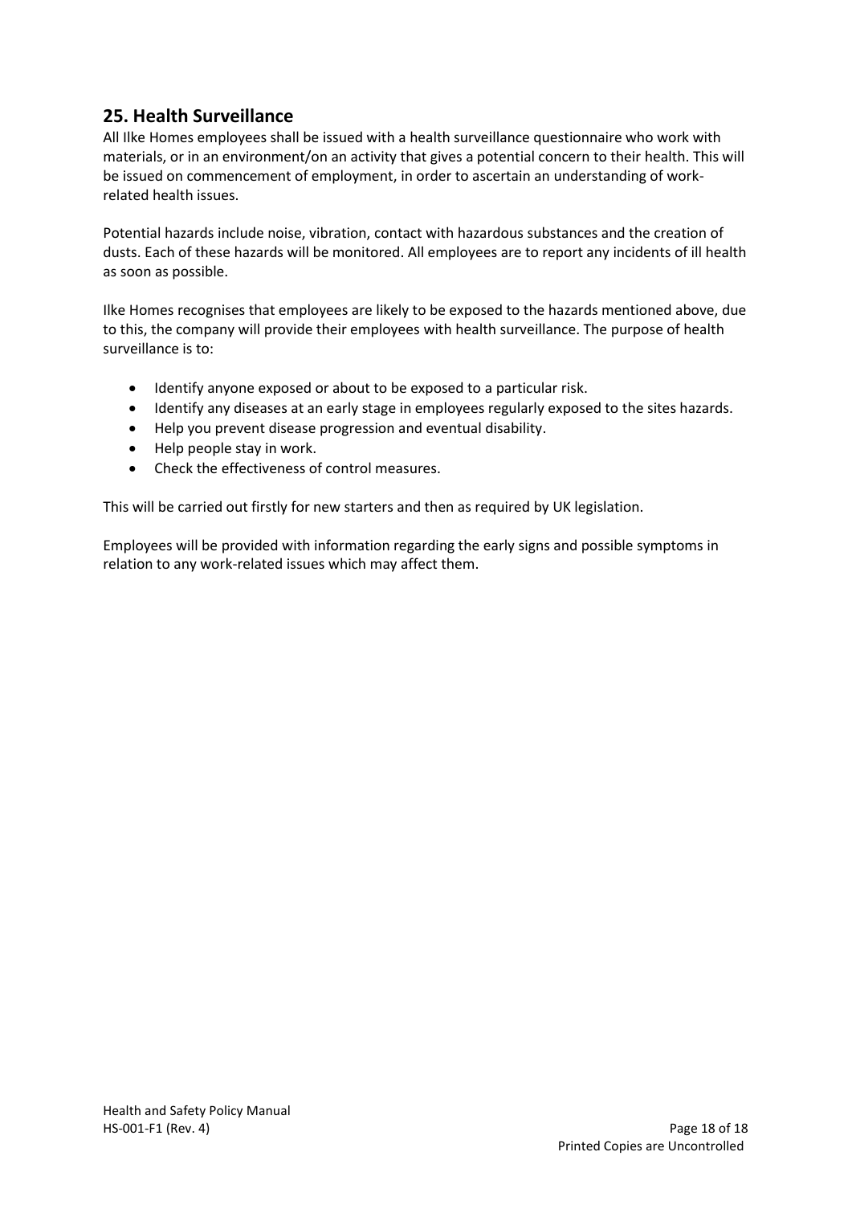## 25. Health Surveillance

All Ilke Homes employees shall be issued with a health surveillance questionnaire who work with materials, or in an environment/on an activity that gives a potential concern to their health. This will be issued on commencement of employment, in order to ascertain an understanding of work-related health issues.

Potential hazards include noise, vibration, contact with hazardous substances and the creation of dusts. Each of these hazards will be monitored. All employees are to report any incidents of ill health as soon as possible.

Ilke Homes recognises that employees are likely to be exposed to the hazards mentioned above, due to this, the company will provide their employees with health surveillance. The purpose of health surveillance is to:

- Identify anyone exposed or about to be exposed to a particular risk.
- Identify any diseases at an early stage in employees regularly exposed to the sites hazards.
- Help you prevent disease progression and eventual disability.
- Help people stay in work.
- Check the effectiveness of control measures.

This will be carried out firstly for new starters and then as required by UK legislation.

Employees will be provided with information regarding the early signs and possible symptoms in relation to any work-related issues which may affect them.